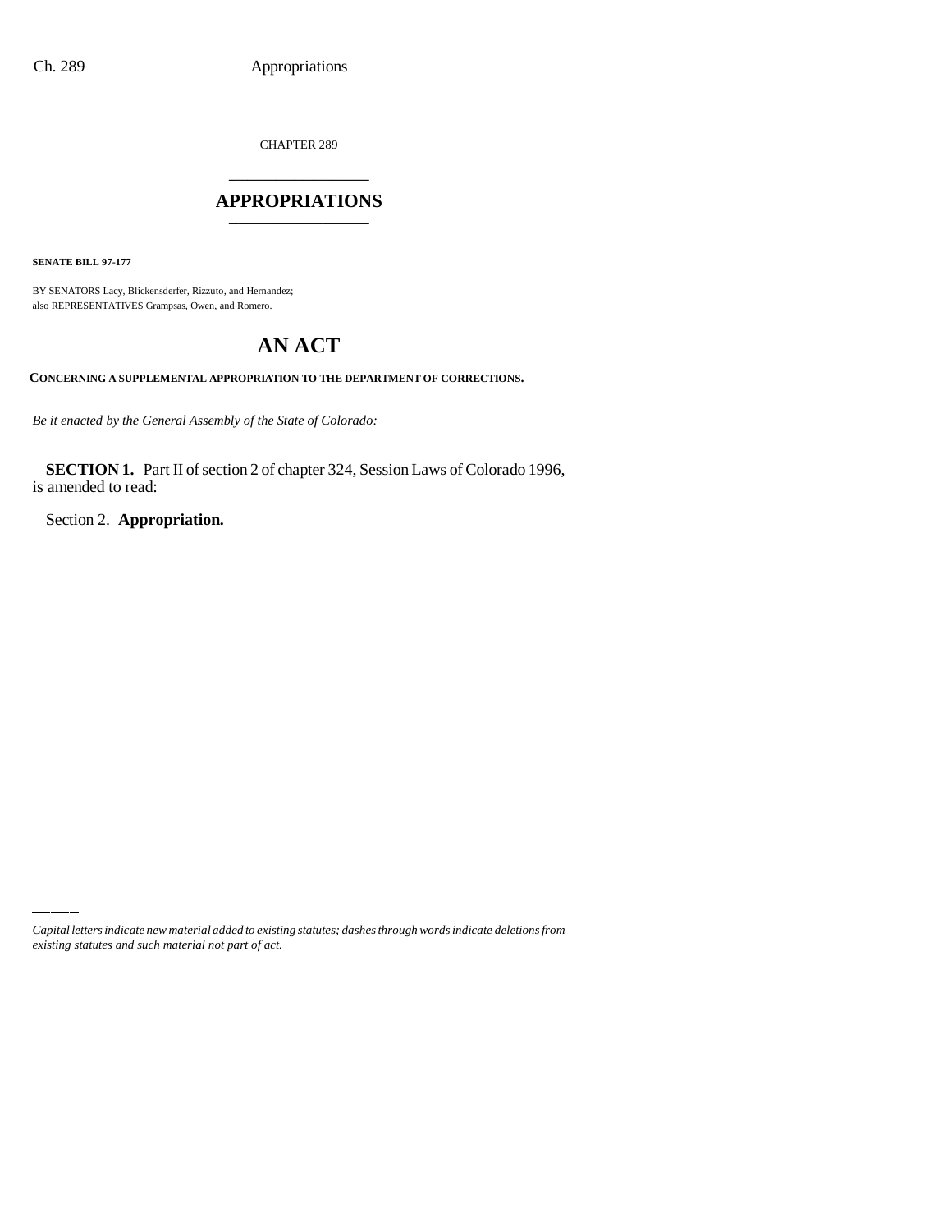CHAPTER 289

# APPROPRIATIONS

**SENATE BILL 97-177**

BY SENATORS Lacy, Blickensderfer, Rizzuto, and Hernandez;
also REPRESENTATIVES Grampsas, Owen, and Romero.

# AN ACT

**CONCERNING A SUPPLEMENTAL APPROPRIATION TO THE DEPARTMENT OF CORRECTIONS.**

*Be it enacted by the General Assembly of the State of Colorado:*

**SECTION 1.** Part II of section 2 of chapter 324, Session Laws of Colorado 1996, is amended to read:

Section 2. **Appropriation.**

---

*Capital letters indicate new material added to existing statutes; dashes through words indicate deletions from existing statutes and such material not part of act.*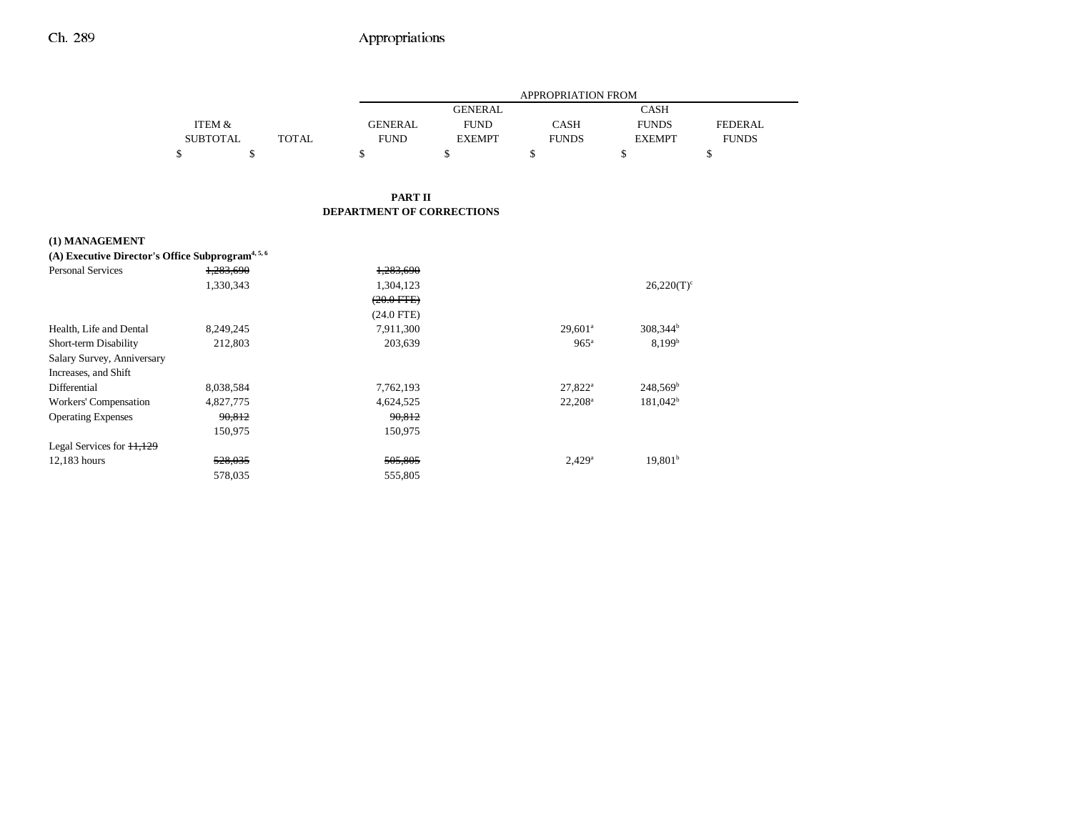| | ITEM & SUBTOTAL | TOTAL | GENERAL FUND | GENERAL FUND EXEMPT | CASH FUNDS | CASH FUNDS EXEMPT | FEDERAL FUNDS |
|---|---|---|---|---|---|---|---|
| | | | APPROPRIATION FROM | | | | |
| | $ | $ | $ | $ | $ | $ | $ |

**PART II**
**DEPARTMENT OF CORRECTIONS**

**(1) MANAGEMENT**

**(A) Executive Director's Office Subprogram[4, 5, 6]**

| | ITEM & SUBTOTAL | TOTAL | GENERAL FUND | GENERAL FUND EXEMPT | CASH FUNDS | CASH FUNDS EXEMPT | FEDERAL FUNDS |
|---|---|---|---|---|---|---|---|
| Personal Services | ~~1,283,690~~ | | ~~1,283,690~~ | | | | |
| | 1,330,343 | | 1,304,123 | | | 26,220(T)[c] | |
| | | | ~~(20.0 FTE)~~ | | | | |
| | | | (24.0 FTE) | | | | |
| Health, Life and Dental | 8,249,245 | | 7,911,300 | | 29,601[a] | 308,344[b] | |
| Short-term Disability | 212,803 | | 203,639 | | 965[a] | 8,199[b] | |
| Salary Survey, Anniversary Increases, and Shift Differential | 8,038,584 | | 7,762,193 | | 27,822[a] | 248,569[b] | |
| Workers' Compensation | 4,827,775 | | 4,624,525 | | 22,208[a] | 181,042[b] | |
| Operating Expenses | ~~90,812~~ | | ~~90,812~~ | | | | |
| | 150,975 | | 150,975 | | | | |
| Legal Services for ~~11,129~~ 12,183 hours | ~~528,035~~ | | ~~505,805~~ | | 2,429[a] | 19,801[b] | |
| | 578,035 | | 555,805 | | | | |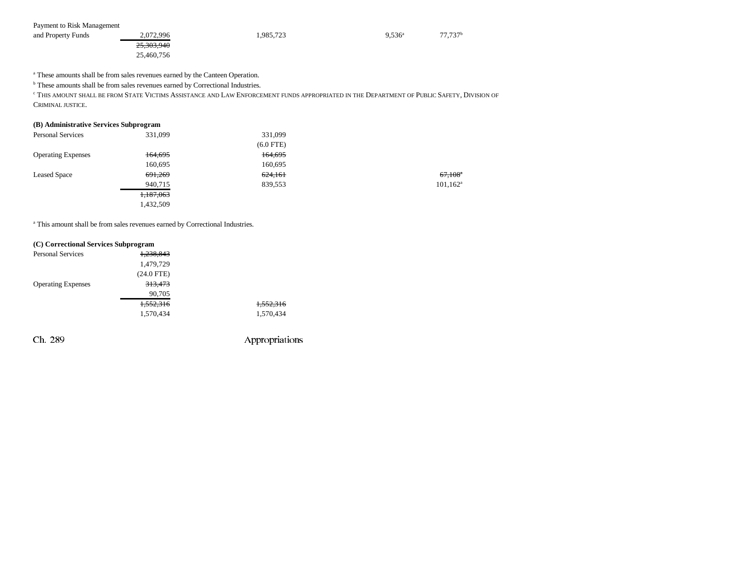| | | | | |
|---|---|---|---|---|
| Payment to Risk Management and Property Funds | 2,072,996 | 1,985,723 | 9,536[a] | 77,737[b] |
| | ~~25,303,940~~ | | | |
| | 25,460,756 | | | |

[a] These amounts shall be from sales revenues earned by the Canteen Operation.
[b] These amounts shall be from sales revenues earned by Correctional Industries.
[c] THIS AMOUNT SHALL BE FROM STATE VICTIMS ASSISTANCE AND LAW ENFORCEMENT FUNDS APPROPRIATED IN THE DEPARTMENT OF PUBLIC SAFETY, DIVISION OF CRIMINAL JUSTICE.

**(B) Administrative Services Subprogram**

| | | | | |
|---|---|---|---|---|
| Personal Services | 331,099 | 331,099 | | |
| | | (6.0 FTE) | | |
| Operating Expenses | ~~164,695~~ | ~~164,695~~ | | |
| | 160,695 | 160,695 | | |
| Leased Space | ~~691,269~~ | ~~624,161~~ | | ~~67,108~~[a] |
| | 940,715 | 839,553 | | 101,162[a] |
| | ~~1,187,063~~ | | | |
| | 1,432,509 | | | |

[a] This amount shall be from sales revenues earned by Correctional Industries.

**(C) Correctional Services Subprogram**

| | | |
|---|---|---|
| Personal Services | ~~1,238,843~~ | |
| | 1,479,729 | |
| | (24.0 FTE) | |
| Operating Expenses | ~~313,473~~ | |
| | 90,705 | |
| | ~~1,552,316~~ | ~~1,552,316~~ |
| | 1,570,434 | 1,570,434 |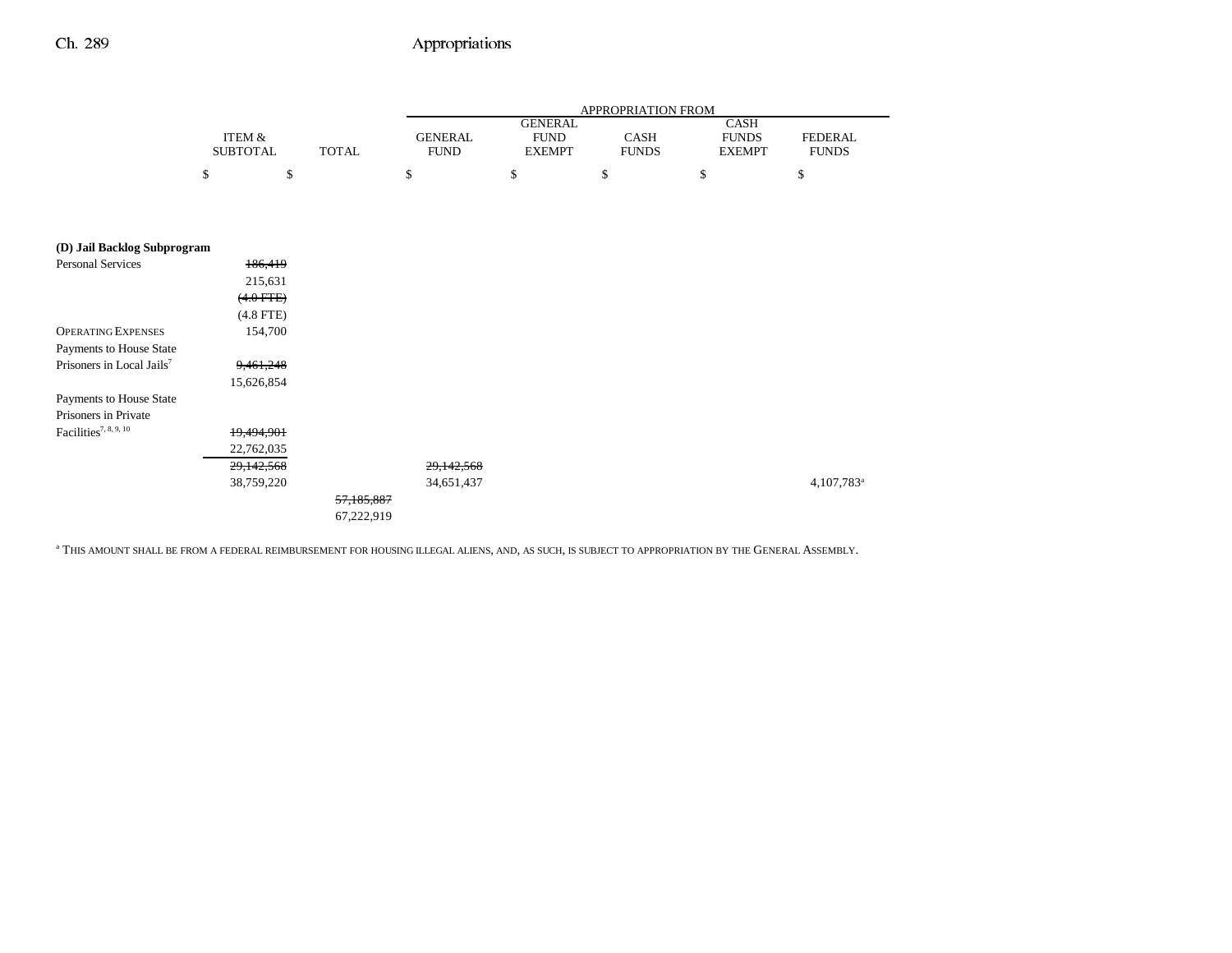| | ITEM & SUBTOTAL | TOTAL | GENERAL FUND | GENERAL FUND EXEMPT | CASH FUNDS | CASH FUNDS EXEMPT | FEDERAL FUNDS |
|---|---|---|---|---|---|---|---|
| | $ | $ | $ | $ | $ | $ | $ |
| **(D) Jail Backlog Subprogram** | | | | | | | |
| Personal Services | ~~186,419~~ | | | | | | |
| | 215,631 | | | | | | |
| | ~~(4.0 FTE)~~ | | | | | | |
| | (4.8 FTE) | | | | | | |
| OPERATING EXPENSES | 154,700 | | | | | | |
| Payments to House State Prisoners in Local Jails[7] | ~~9,461,248~~ | | | | | | |
| | 15,626,854 | | | | | | |
| Payments to House State Prisoners in Private Facilities[7, 8, 9, 10] | ~~19,494,901~~ | | | | | | |
| | 22,762,035 | | | | | | |
| | ~~29,142,568~~ | | ~~29,142,568~~ | | | | |
| | 38,759,220 | | 34,651,437 | | | | 4,107,783[a] |
| | | ~~57,185,887~~ | | | | | |
| | | 67,222,919 | | | | | |

[a] THIS AMOUNT SHALL BE FROM A FEDERAL REIMBURSEMENT FOR HOUSING ILLEGAL ALIENS, AND, AS SUCH, IS SUBJECT TO APPROPRIATION BY THE GENERAL ASSEMBLY.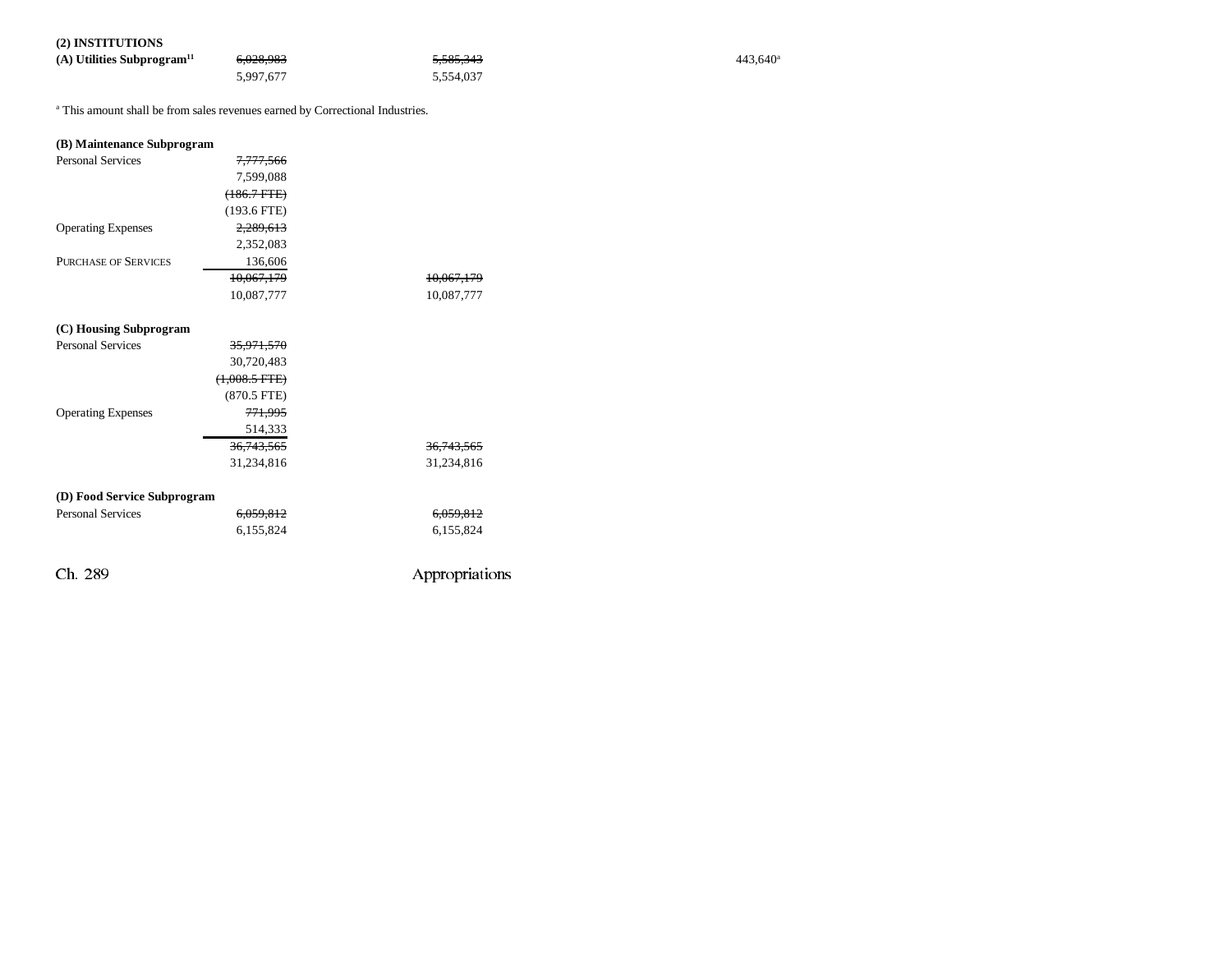## (2) INSTITUTIONS

| | | | | | | |
|---|---|---|---|---|---|---|
| **(A) Utilities Subprogram**[11] | ~~6,028,983~~ 5,997,677 | ~~5,585,343~~ 5,554,037 | | | 443,640[a] | |

[a] This amount shall be from sales revenues earned by Correctional Industries.

| | | | | | | |
|---|---|---|---|---|---|---|
| **(B) Maintenance Subprogram** | | | | | | |
| Personal Services | ~~7,777,566~~ 7,599,088 ~~(186.7 FTE)~~ (193.6 FTE) | | | | | |
| Operating Expenses | ~~2,289,613~~ 2,352,083 | | | | | |
| PURCHASE OF SERVICES | 136,606 | | | | | |
| | ~~10,067,179~~ 10,087,777 | ~~10,067,179~~ 10,087,777 | | | | |
| **(C) Housing Subprogram** | | | | | | |
| Personal Services | ~~35,971,570~~ 30,720,483 ~~(1,008.5 FTE)~~ (870.5 FTE) | | | | | |
| Operating Expenses | ~~771,995~~ 514,333 | | | | | |
| | ~~36,743,565~~ 31,234,816 | ~~36,743,565~~ 31,234,816 | | | | |
| **(D) Food Service Subprogram** | | | | | | |
| Personal Services | ~~6,059,812~~ 6,155,824 | ~~6,059,812~~ 6,155,824 | | | | |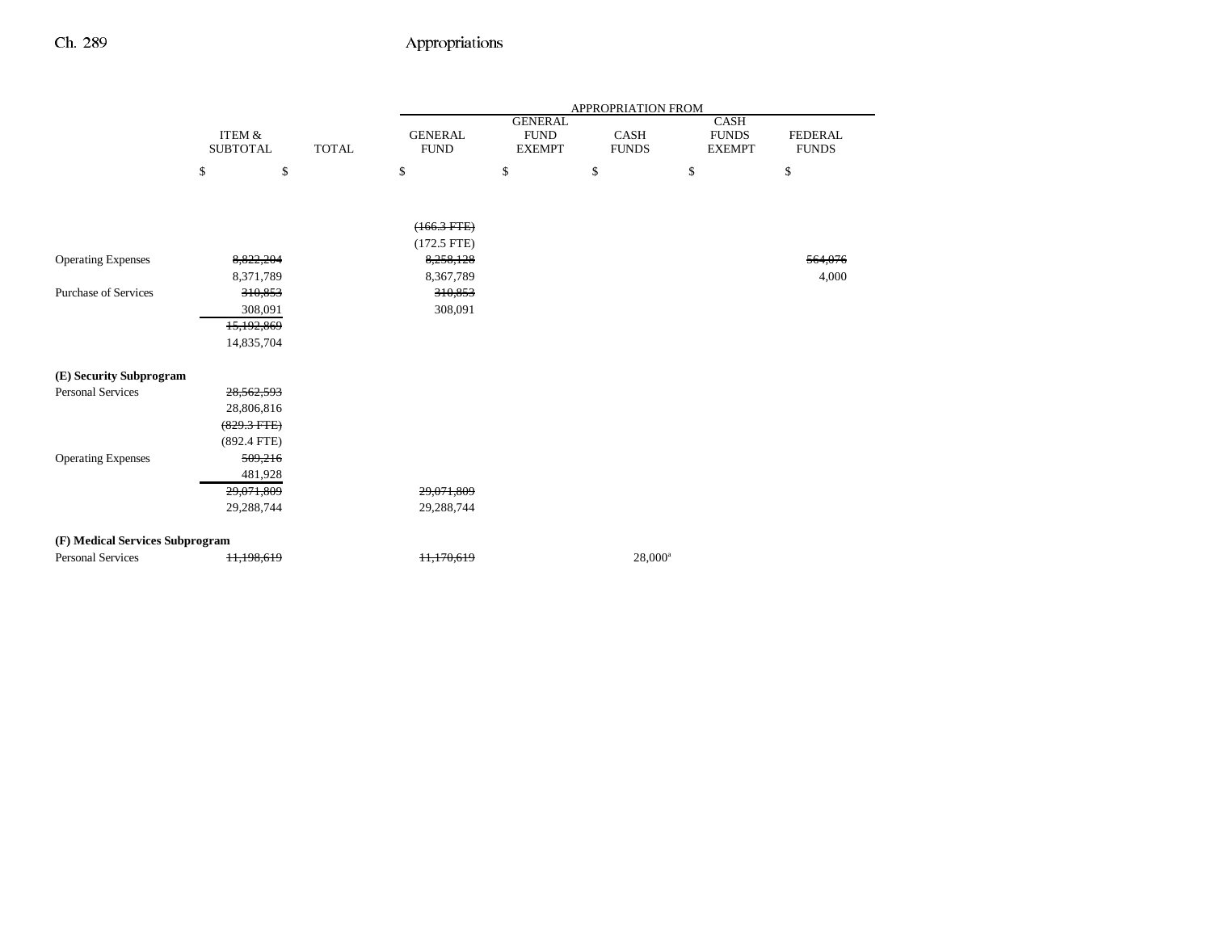| | ITEM & SUBTOTAL | TOTAL | APPROPRIATION FROM GENERAL FUND | GENERAL FUND EXEMPT | CASH FUNDS | CASH FUNDS EXEMPT | FEDERAL FUNDS |
|---|---|---|---|---|---|---|---|
| | $ | $ | $ | $ | $ | $ | $ |
| | | | ~~(166.3 FTE)~~ | | | | |
| | | | (172.5 FTE) | | | | |
| Operating Expenses | ~~8,822,204~~ | | ~~8,258,128~~ | | | | ~~564,076~~ |
| | 8,371,789 | | 8,367,789 | | | | 4,000 |
| Purchase of Services | ~~310,853~~ | | ~~310,853~~ | | | | |
| | 308,091 | | 308,091 | | | | |
| | ~~15,192,869~~ | | | | | | |
| | 14,835,704 | | | | | | |
| **(E) Security Subprogram** | | | | | | | |
| Personal Services | ~~28,562,593~~ | | | | | | |
| | 28,806,816 | | | | | | |
| | ~~(829.3 FTE)~~ | | | | | | |
| | (892.4 FTE) | | | | | | |
| Operating Expenses | ~~509,216~~ | | | | | | |
| | 481,928 | | | | | | |
| | ~~29,071,809~~ | | ~~29,071,809~~ | | | | |
| | 29,288,744 | | 29,288,744 | | | | |
| **(F) Medical Services Subprogram** | | | | | | | |
| Personal Services | ~~11,198,619~~ | | ~~11,170,619~~ | | 28,000[a] | | |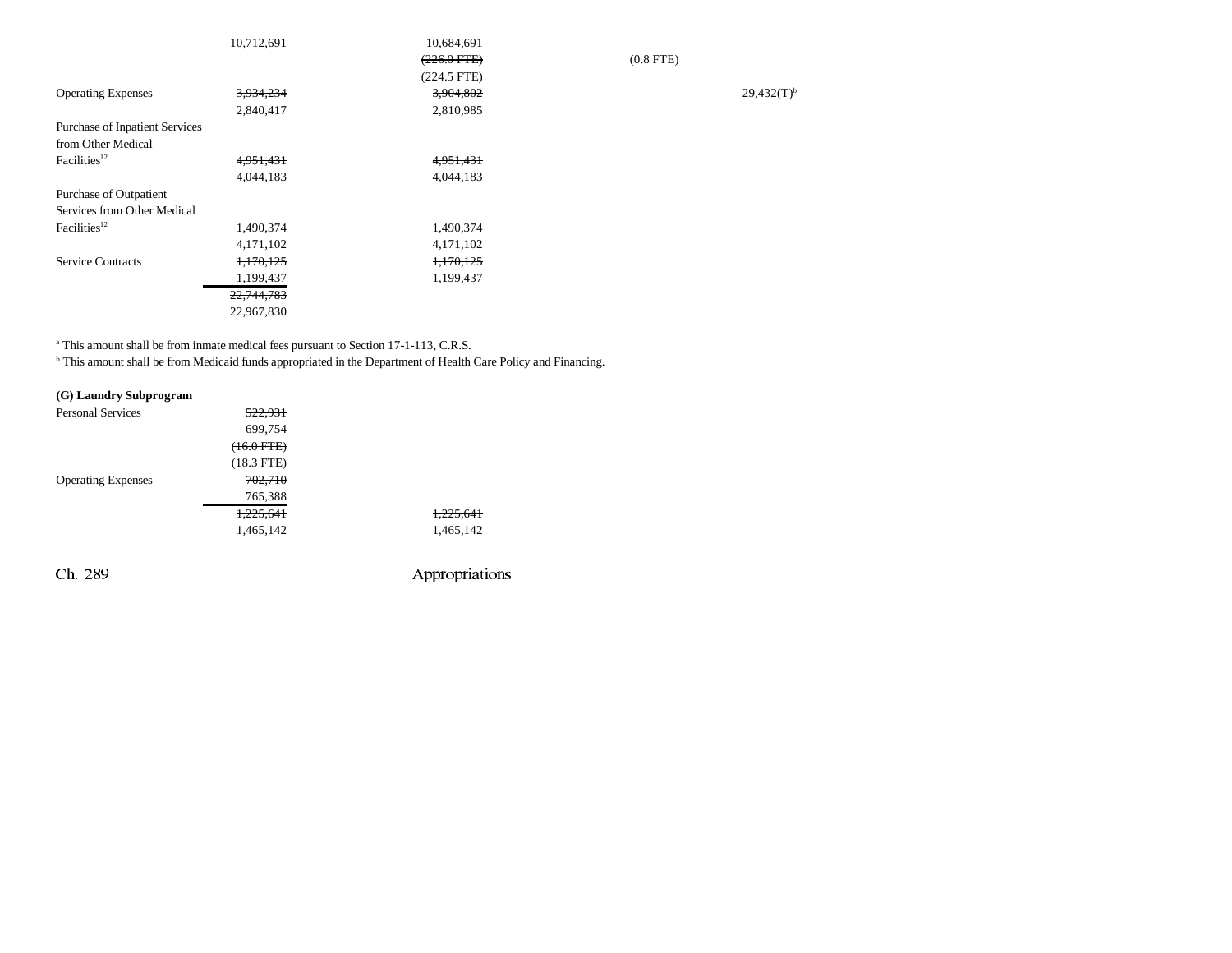| | | | | |
|---|---|---|---|---|
| | 10,712,691 | 10,684,691 | | |
| | | ~~(226.0 FTE)~~ | (0.8 FTE) | |
| | | (224.5 FTE) | | |
| Operating Expenses | ~~3,934,234~~ | ~~3,904,802~~ | | 29,432(T)[b] |
| | 2,840,417 | 2,810,985 | | |
| Purchase of Inpatient Services from Other Medical Facilities[12] | ~~4,951,431~~ | ~~4,951,431~~ | | |
| | 4,044,183 | 4,044,183 | | |
| Purchase of Outpatient Services from Other Medical Facilities[12] | ~~1,490,374~~ | ~~1,490,374~~ | | |
| | 4,171,102 | 4,171,102 | | |
| Service Contracts | ~~1,170,125~~ | ~~1,170,125~~ | | |
| | 1,199,437 | 1,199,437 | | |
| | ~~22,744,783~~ | | | |
| | 22,967,830 | | | |

[a] This amount shall be from inmate medical fees pursuant to Section 17-1-113, C.R.S.
[b] This amount shall be from Medicaid funds appropriated in the Department of Health Care Policy and Financing.

**(G) Laundry Subprogram**

| | | |
|---|---|---|
| Personal Services | ~~522,931~~ | |
| | 699,754 | |
| | ~~(16.0 FTE)~~ | |
| | (18.3 FTE) | |
| Operating Expenses | ~~702,710~~ | |
| | 765,388 | |
| | ~~1,225,641~~ | ~~1,225,641~~ |
| | 1,465,142 | 1,465,142 |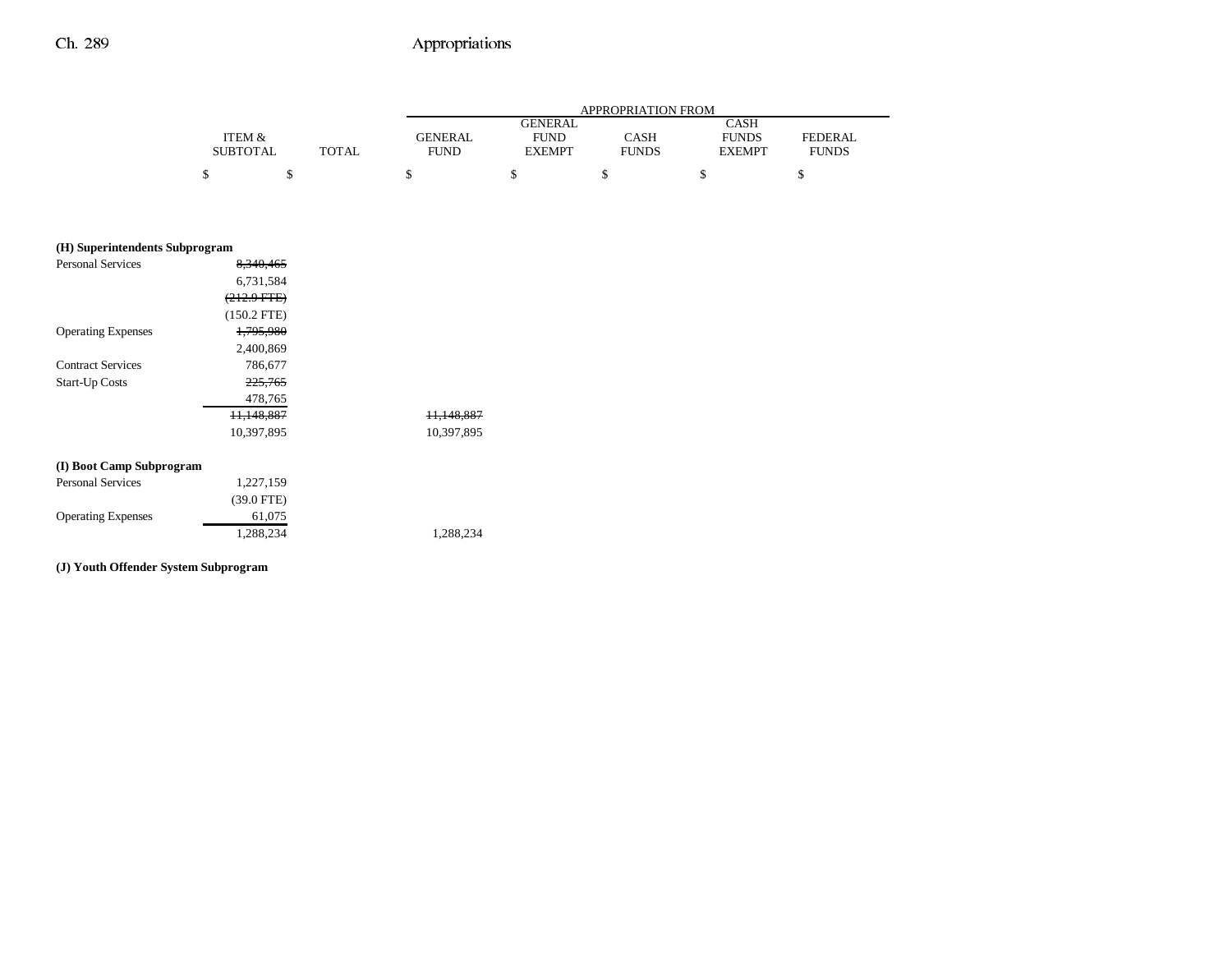| | ITEM & SUBTOTAL | TOTAL | APPROPRIATION FROM GENERAL FUND | GENERAL FUND EXEMPT | CASH FUNDS | CASH FUNDS EXEMPT | FEDERAL FUNDS |
|---|---|---|---|---|---|---|---|
| | $ | $ | $ | $ | $ | $ | $ |
| **(H) Superintendents Subprogram** | | | | | | | |
| Personal Services | ~~8,340,465~~ | | | | | | |
| | 6,731,584 | | | | | | |
| | ~~(212.9 FTE)~~ | | | | | | |
| | (150.2 FTE) | | | | | | |
| Operating Expenses | ~~1,795,980~~ | | | | | | |
| | 2,400,869 | | | | | | |
| Contract Services | 786,677 | | | | | | |
| Start-Up Costs | ~~225,765~~ | | | | | | |
| | 478,765 | | | | | | |
| | ~~11,148,887~~ | | ~~11,148,887~~ | | | | |
| | 10,397,895 | | 10,397,895 | | | | |
| **(I) Boot Camp Subprogram** | | | | | | | |
| Personal Services | 1,227,159 | | | | | | |
| | (39.0 FTE) | | | | | | |
| Operating Expenses | 61,075 | | | | | | |
| | 1,288,234 | | 1,288,234 | | | | |
| **(J) Youth Offender System Subprogram** | | | | | | | |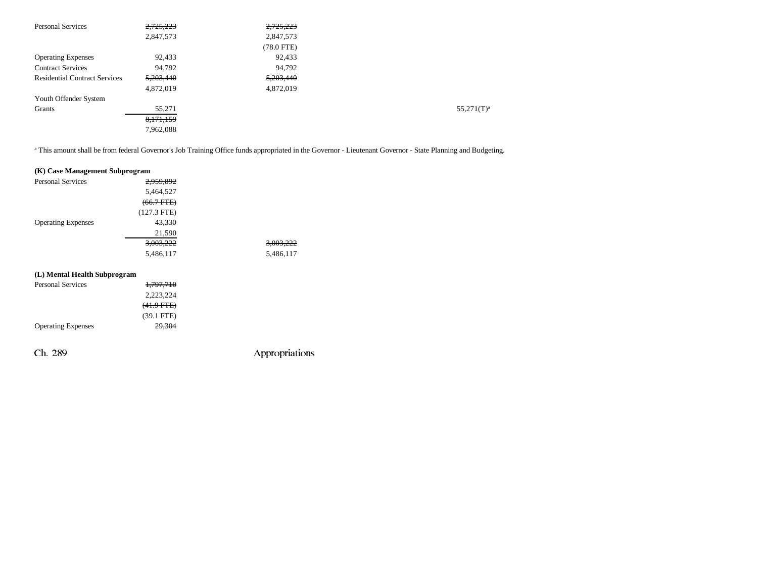| | | | | | | |
|---|---|---|---|---|---|---|
| Personal Services | ~~2,725,223~~ | ~~2,725,223~~ | | | | |
| | 2,847,573 | 2,847,573 | | | | |
| | | (78.0 FTE) | | | | |
| Operating Expenses | 92,433 | 92,433 | | | | |
| Contract Services | 94,792 | 94,792 | | | | |
| Residential Contract Services | ~~5,203,440~~ | ~~5,203,440~~ | | | | |
| | 4,872,019 | 4,872,019 | | | | |
| Youth Offender System Grants | 55,271 | | | | 55,271(T)[a] | |
| | ~~8,171,159~~ | | | | | |
| | 7,962,088 | | | | | |

[a] This amount shall be from federal Governor's Job Training Office funds appropriated in the Governor - Lieutenant Governor - State Planning and Budgeting.

**(K) Case Management Subprogram**

| | | | | | | |
|---|---|---|---|---|---|---|
| Personal Services | ~~2,959,892~~ | | | | | |
| | 5,464,527 | | | | | |
| | ~~(66.7 FTE)~~ | | | | | |
| | (127.3 FTE) | | | | | |
| Operating Expenses | ~~43,330~~ | | | | | |
| | 21,590 | | | | | |
| | ~~3,003,222~~ | ~~3,003,222~~ | | | | |
| | 5,486,117 | 5,486,117 | | | | |

**(L) Mental Health Subprogram**

| | | | | | | |
|---|---|---|---|---|---|---|
| Personal Services | ~~1,797,710~~ | | | | | |
| | 2,223,224 | | | | | |
| | ~~(41.9 FTE)~~ | | | | | |
| | (39.1 FTE) | | | | | |
| Operating Expenses | ~~29,304~~ | | | | | |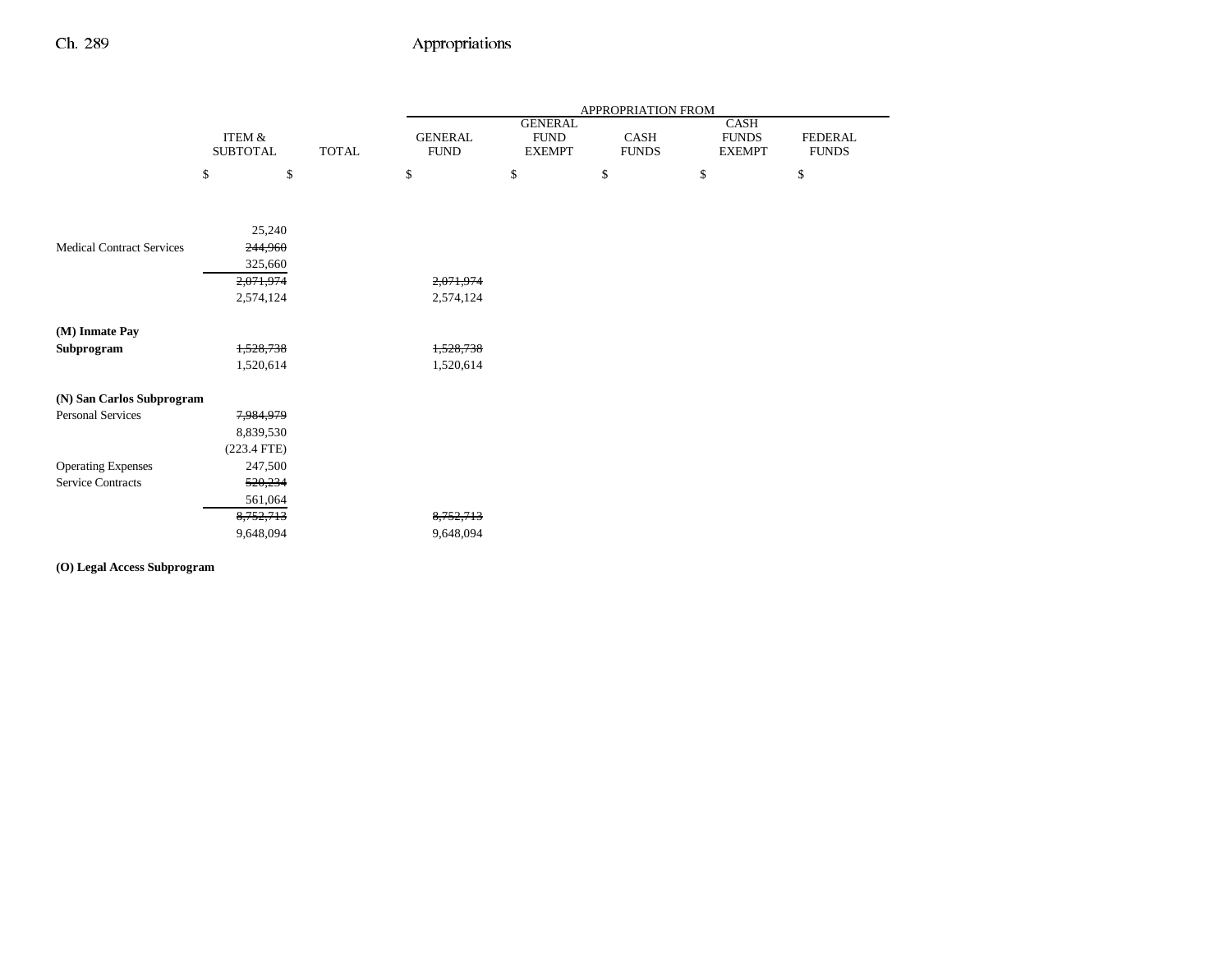| | ITEM & SUBTOTAL | TOTAL | APPROPRIATION FROM GENERAL FUND | GENERAL FUND EXEMPT | CASH FUNDS | CASH FUNDS EXEMPT | FEDERAL FUNDS |
|---|---|---|---|---|---|---|---|
| | $ | $ | $ | $ | $ | $ | $ |
| | 25,240 | | | | | | |
| Medical Contract Services | ~~244,960~~ 325,660 | | | | | | |
| | ~~2,071,974~~ 2,574,124 | | ~~2,071,974~~ 2,574,124 | | | | |
| **(M) Inmate Pay Subprogram** | ~~1,528,738~~ 1,520,614 | | ~~1,528,738~~ 1,520,614 | | | | |
| **(N) San Carlos Subprogram** | | | | | | | |
| Personal Services | ~~7,984,979~~ 8,839,530 (223.4 FTE) | | | | | | |
| Operating Expenses | 247,500 | | | | | | |
| Service Contracts | ~~520,234~~ 561,064 | | | | | | |
| | ~~8,752,713~~ 9,648,094 | | ~~8,752,713~~ 9,648,094 | | | | |
| **(O) Legal Access Subprogram** | | | | | | | |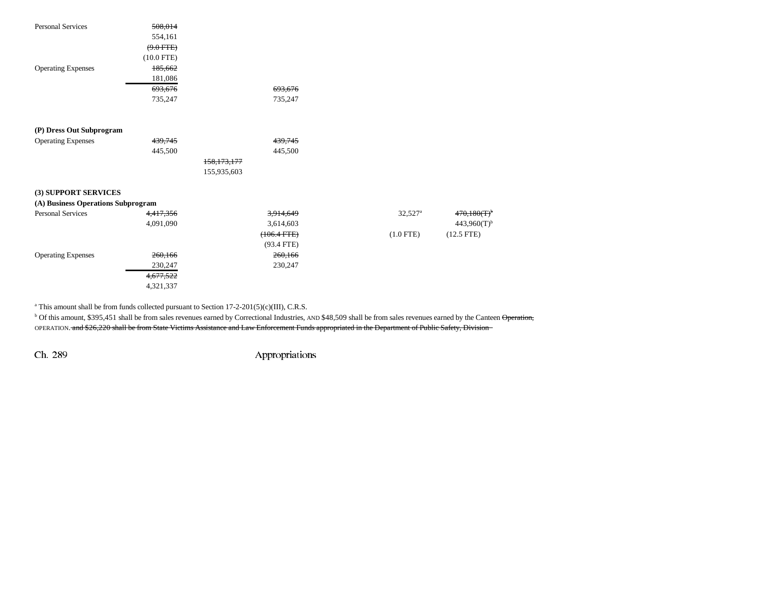| | | | | | |
|---|---|---|---|---|---|
| Personal Services | ~~508,014~~ 554,161 ~~(9.0 FTE)~~ (10.0 FTE) | | | | |
| Operating Expenses | ~~185,662~~ 181,086 | | | | |
| | ~~693,676~~ 735,247 | | ~~693,676~~ 735,247 | | |
| | | | | | |
| **(P) Dress Out Subprogram** | | | | | |
| Operating Expenses | ~~439,745~~ 445,500 | | ~~439,745~~ 445,500 | | |
| | | ~~158,173,177~~ 155,935,603 | | | |
| | | | | | |
| **(3) SUPPORT SERVICES** | | | | | |
| **(A) Business Operations Subprogram** | | | | | |
| Personal Services | ~~4,417,356~~ 4,091,090 | | ~~3,914,649~~ 3,614,603 ~~(106.4 FTE)~~ (93.4 FTE) | 32,527[a] (1.0 FTE) | ~~470,180(T)[b]~~ 443,960(T)[b] (12.5 FTE) |
| Operating Expenses | ~~260,166~~ 230,247 | | ~~260,166~~ 230,247 | | |
| | ~~4,677,522~~ 4,321,337 | | | | |

[a] This amount shall be from funds collected pursuant to Section 17-2-201(5)(c)(III), C.R.S.

[b] Of this amount, $395,451 shall be from sales revenues earned by Correctional Industries, AND $48,509 shall be from sales revenues earned by the Canteen ~~Operation,~~ OPERATION. ~~and $26,220 shall be from State Victims Assistance and Law Enforcement Funds appropriated in the Department of Public Safety, Division~~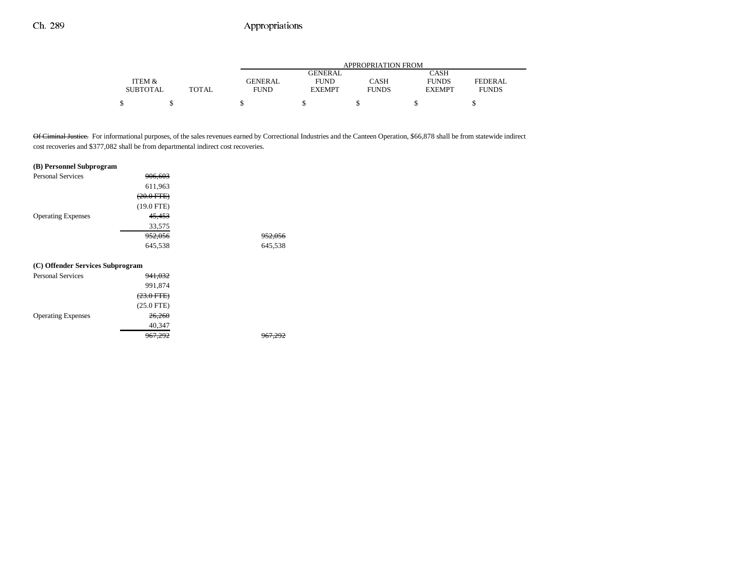| | ITEM & SUBTOTAL | TOTAL | APPROPRIATION FROM | | | | |
|---|---|---|---|---|---|---|---|
| | | | GENERAL FUND | GENERAL FUND EXEMPT | CASH FUNDS | CASH FUNDS EXEMPT | FEDERAL FUNDS |
| | $ | $ | $ | $ | $ | $ | $ |

~~Of Ciminal Justice.~~ For informational purposes, of the sales revenues earned by Correctional Industries and the Canteen Operation, $66,878 shall be from statewide indirect cost recoveries and $377,082 shall be from departmental indirect cost recoveries.

| | ITEM & SUBTOTAL | TOTAL | GENERAL FUND | GENERAL FUND EXEMPT | CASH FUNDS | CASH FUNDS EXEMPT | FEDERAL FUNDS |
|---|---|---|---|---|---|---|---|
| **(B) Personnel Subprogram** | | | | | | | |
| Personal Services | ~~906,603~~ | | | | | | |
| | 611,963 | | | | | | |
| | ~~(20.0 FTE)~~ | | | | | | |
| | (19.0 FTE) | | | | | | |
| Operating Expenses | ~~45,453~~ | | | | | | |
| | 33,575 | | | | | | |
| | ~~952,056~~ | | ~~952,056~~ | | | | |
| | 645,538 | | 645,538 | | | | |
| **(C) Offender Services Subprogram** | | | | | | | |
| Personal Services | ~~941,032~~ | | | | | | |
| | 991,874 | | | | | | |
| | ~~(23.0 FTE)~~ | | | | | | |
| | (25.0 FTE) | | | | | | |
| Operating Expenses | ~~26,260~~ | | | | | | |
| | 40,347 | | | | | | |
| | ~~967,292~~ | | ~~967,292~~ | | | | |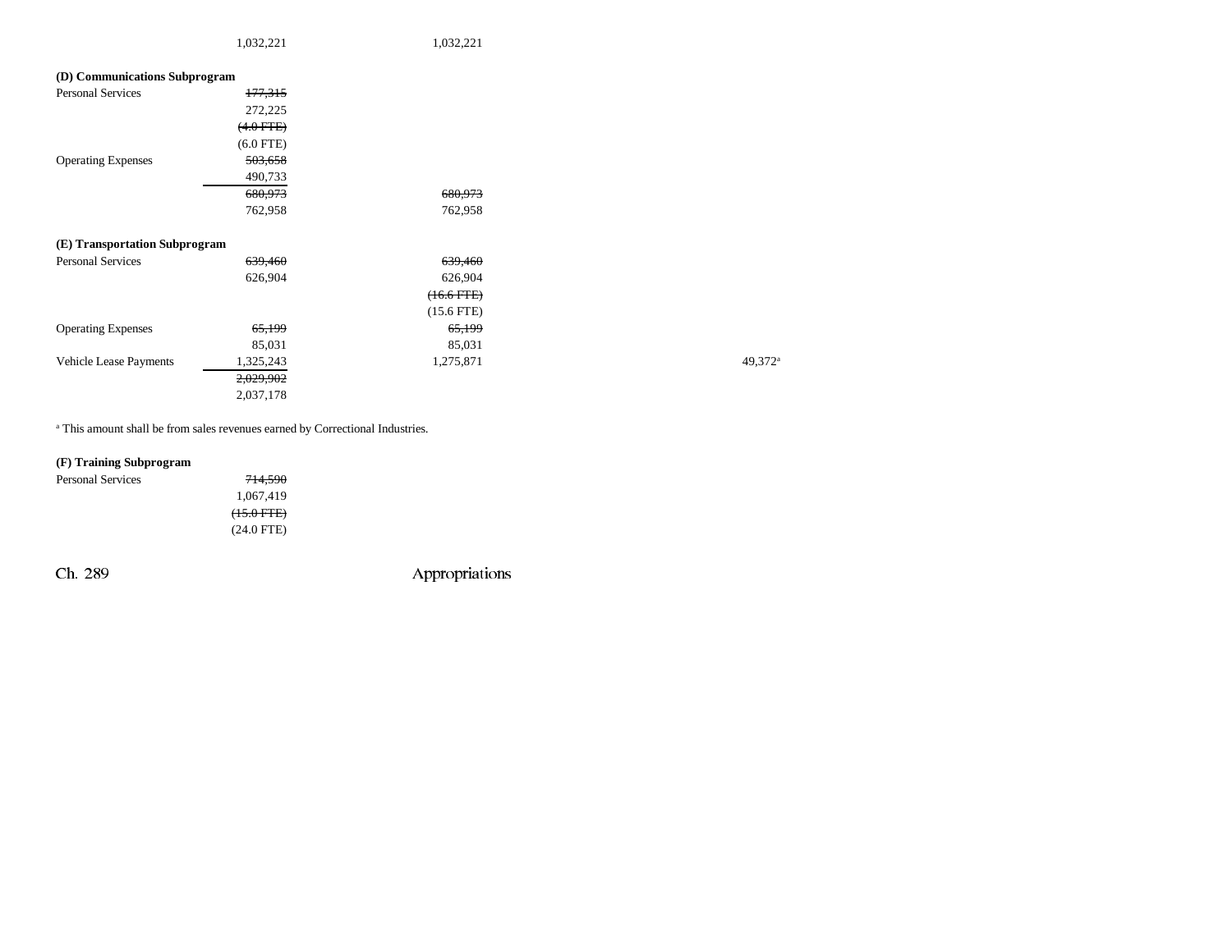| | | | | | |
|---|---|---|---|---|---|
| | 1,032,221 | 1,032,221 | | | |
| **(D) Communications Subprogram** | | | | | |
| Personal Services | ~~177,315~~ | | | | |
| | 272,225 | | | | |
| | ~~(4.0 FTE)~~ | | | | |
| | (6.0 FTE) | | | | |
| Operating Expenses | ~~503,658~~ | | | | |
| | 490,733 | | | | |
| | ~~680,973~~ | ~~680,973~~ | | | |
| | 762,958 | 762,958 | | | |
| **(E) Transportation Subprogram** | | | | | |
| Personal Services | ~~639,460~~ | ~~639,460~~ | | | |
| | 626,904 | 626,904 | | | |
| | | ~~(16.6 FTE)~~ | | | |
| | | (15.6 FTE) | | | |
| Operating Expenses | ~~65,199~~ | ~~65,199~~ | | | |
| | 85,031 | 85,031 | | | |
| Vehicle Lease Payments | 1,325,243 | 1,275,871 | | 49,372[a] | |
| | ~~2,029,902~~ | | | | |
| | 2,037,178 | | | | |

[a] This amount shall be from sales revenues earned by Correctional Industries.

| | | | | | |
|---|---|---|---|---|---|
| **(F) Training Subprogram** | | | | | |
| Personal Services | ~~714,590~~ | | | | |
| | 1,067,419 | | | | |
| | ~~(15.0 FTE)~~ | | | | |
| | (24.0 FTE) | | | | |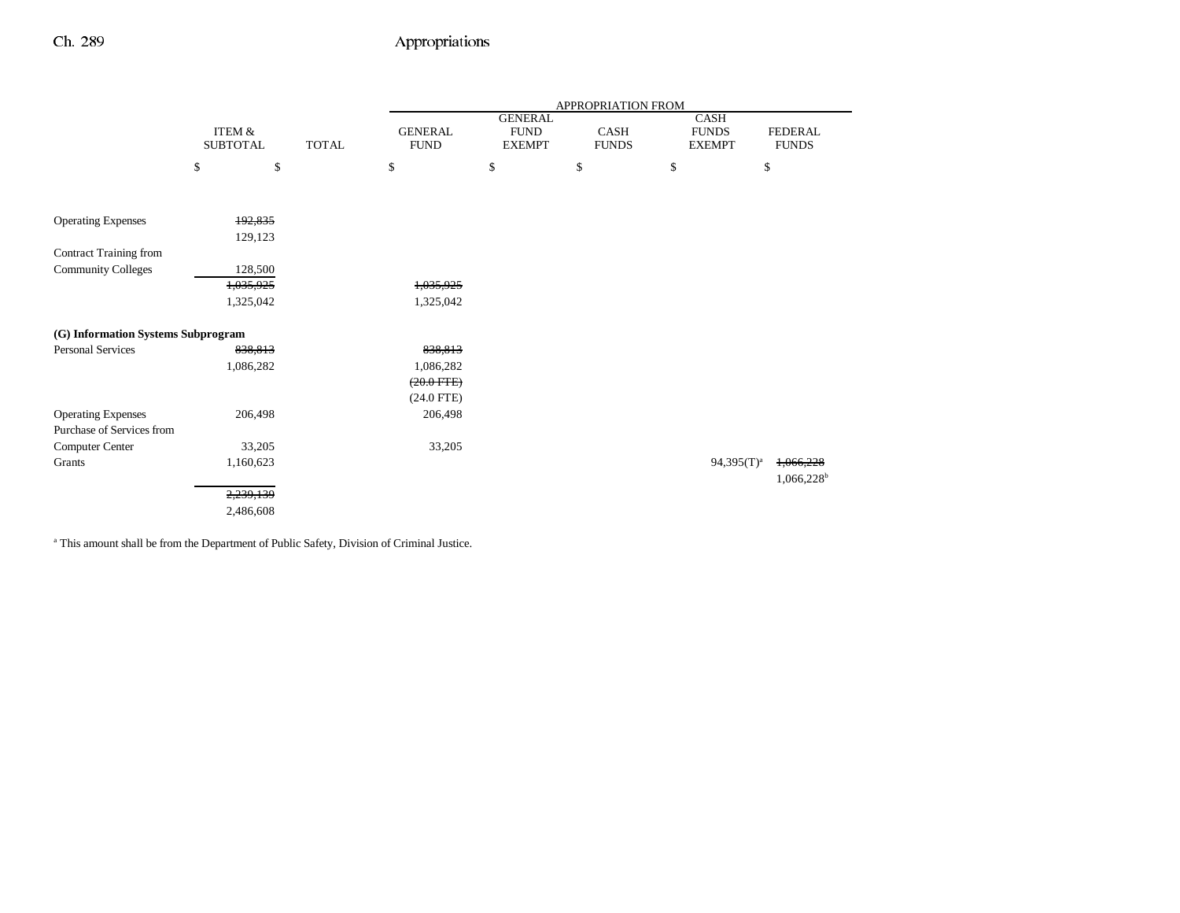| | ITEM & SUBTOTAL | TOTAL | APPROPRIATION FROM GENERAL FUND | GENERAL FUND EXEMPT | CASH FUNDS | CASH FUNDS EXEMPT | FEDERAL FUNDS |
|---|---|---|---|---|---|---|---|
| | $ | $ | $ | $ | $ | $ | $ |
| Operating Expenses | ~~192,835~~ 129,123 | | | | | | |
| Contract Training from Community Colleges | 128,500 | | | | | | |
| | ~~1,035,925~~ 1,325,042 | | ~~1,035,925~~ 1,325,042 | | | | |
| **(G) Information Systems Subprogram** | | | | | | | |
| Personal Services | ~~838,813~~ 1,086,282 | | ~~838,813~~ 1,086,282 ~~(20.0 FTE)~~ (24.0 FTE) | | | | |
| Operating Expenses | 206,498 | | 206,498 | | | | |
| Purchase of Services from Computer Center | 33,205 | | 33,205 | | | | |
| Grants | 1,160,623 | | | | | 94,395(T)[a] | ~~1,066,228~~ 1,066,228[b] |
| | ~~2,239,139~~ 2,486,608 | | | | | | |

[a] This amount shall be from the Department of Public Safety, Division of Criminal Justice.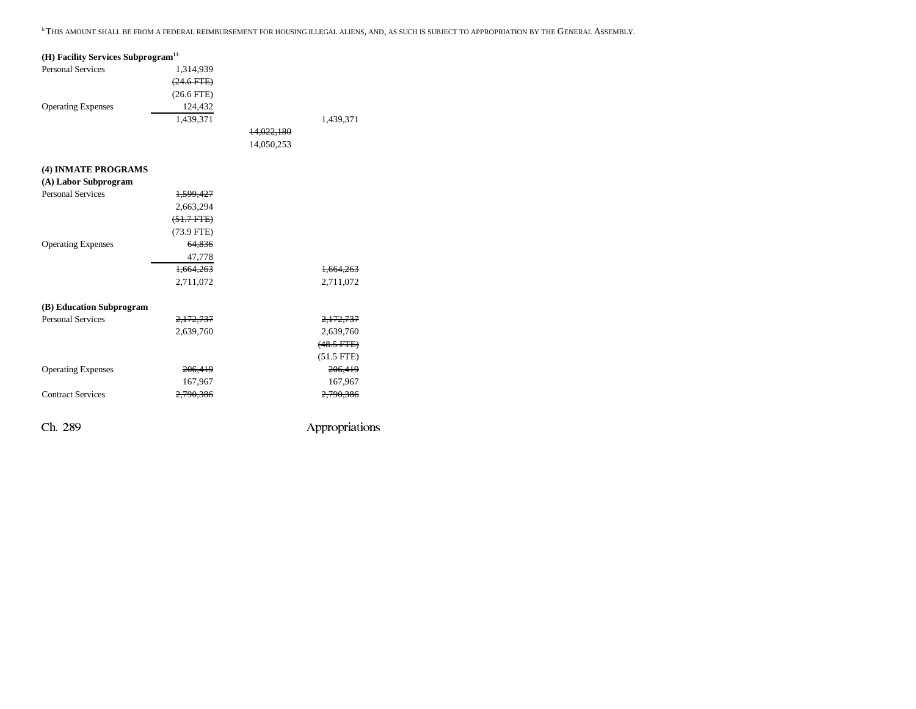[b] THIS AMOUNT SHALL BE FROM A FEDERAL REIMBURSEMENT FOR HOUSING ILLEGAL ALIENS, AND, AS SUCH IS SUBJECT TO APPROPRIATION BY THE GENERAL ASSEMBLY.

**(H) Facility Services Subprogram**[13]

| | | | |
|---|---|---|---|
| Personal Services | 1,314,939 | | |
| | ~~(24.6 FTE)~~ | | |
| | (26.6 FTE) | | |
| Operating Expenses | 124,432 | | |
| | 1,439,371 | | 1,439,371 |
| | | ~~14,022,180~~ | |
| | | 14,050,253 | |

**(4) INMATE PROGRAMS**

**(A) Labor Subprogram**

| | | | |
|---|---|---|---|
| Personal Services | ~~1,599,427~~ | | |
| | 2,663,294 | | |
| | ~~(51.7 FTE)~~ | | |
| | (73.9 FTE) | | |
| Operating Expenses | ~~64,836~~ | | |
| | 47,778 | | |
| | ~~1,664,263~~ | | ~~1,664,263~~ |
| | 2,711,072 | | 2,711,072 |

**(B) Education Subprogram**

| | | | |
|---|---|---|---|
| Personal Services | ~~2,172,737~~ | | ~~2,172,737~~ |
| | 2,639,760 | | 2,639,760 |
| | | | ~~(48.5 FTE)~~ |
| | | | (51.5 FTE) |
| Operating Expenses | ~~206,419~~ | | ~~206,419~~ |
| | 167,967 | | 167,967 |
| Contract Services | ~~2,790,386~~ | | ~~2,790,386~~ |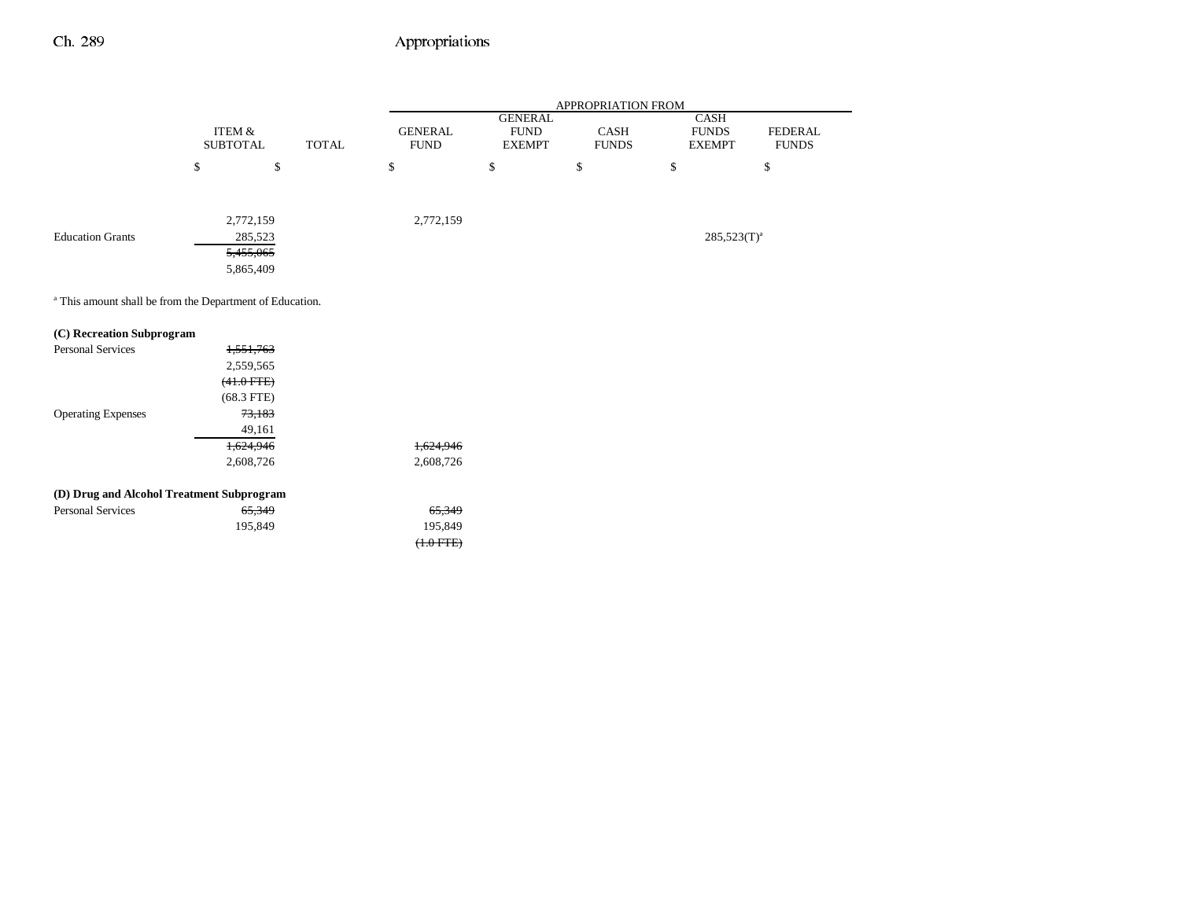| | ITEM & SUBTOTAL | TOTAL | APPROPRIATION FROM GENERAL FUND | GENERAL FUND EXEMPT | CASH FUNDS | CASH FUNDS EXEMPT | FEDERAL FUNDS |
|---|---|---|---|---|---|---|---|
| | $ | $ | $ | $ | $ | $ | $ |
| | 2,772,159 | | 2,772,159 | | | | |
| Education Grants | 285,523 | | | | | 285,523(T)[a] | |
| | ~~5,455,065~~ | | | | | | |
| | 5,865,409 | | | | | | |

[a] This amount shall be from the Department of Education.

| | ITEM & SUBTOTAL | TOTAL | GENERAL FUND | GENERAL FUND EXEMPT | CASH FUNDS | CASH FUNDS EXEMPT | FEDERAL FUNDS |
|---|---|---|---|---|---|---|---|
| **(C) Recreation Subprogram** | | | | | | | |
| Personal Services | ~~1,551,763~~ | | | | | | |
| | 2,559,565 | | | | | | |
| | ~~(41.0 FTE)~~ | | | | | | |
| | (68.3 FTE) | | | | | | |
| Operating Expenses | ~~73,183~~ | | | | | | |
| | 49,161 | | | | | | |
| | ~~1,624,946~~ | | ~~1,624,946~~ | | | | |
| | 2,608,726 | | 2,608,726 | | | | |
| **(D) Drug and Alcohol Treatment Subprogram** | | | | | | | |
| Personal Services | ~~65,349~~ | | ~~65,349~~ | | | | |
| | 195,849 | | 195,849 | | | | |
| | | | ~~(1.0 FTE)~~ | | | | |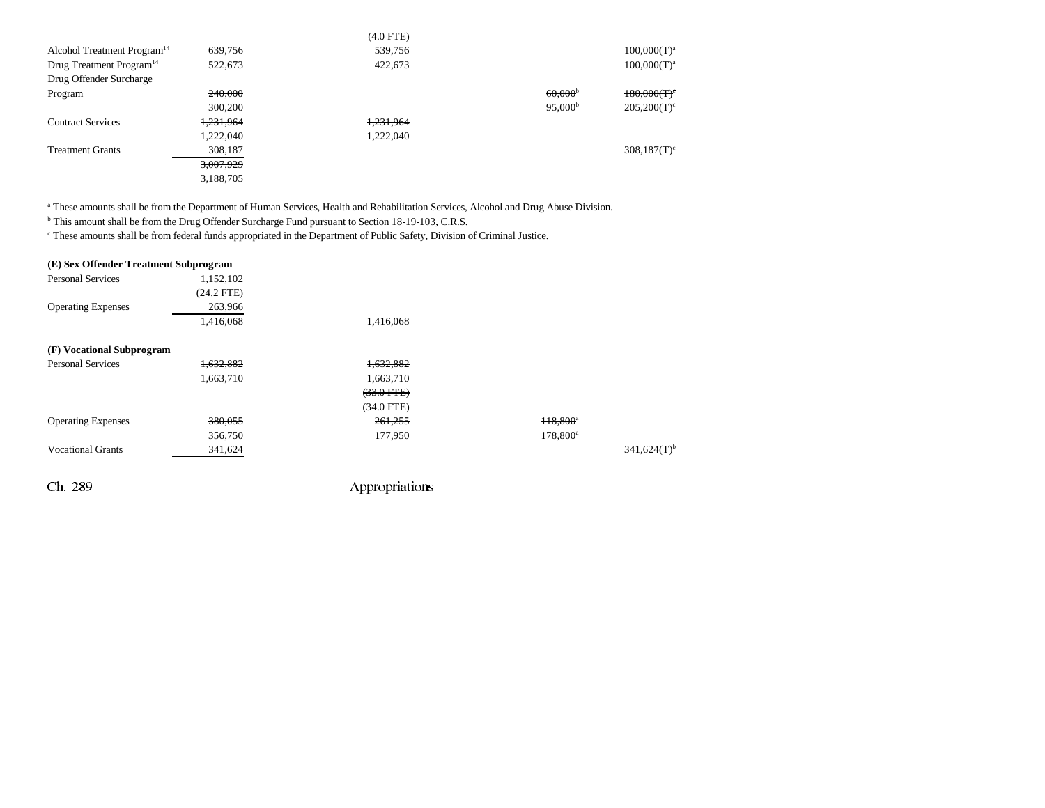| | | | | |
|---|---|---|---|---|
| | | (4.0 FTE) | | |
| Alcohol Treatment Program[14] | 639,756 | 539,756 | | 100,000(T)[a] |
| Drug Treatment Program[14] | 522,673 | 422,673 | | 100,000(T)[a] |
| Drug Offender Surcharge Program | ~~240,000~~ | | ~~60,000[b]~~ | ~~180,000(T)[c]~~ |
| | 300,200 | | 95,000[b] | 205,200(T)[c] |
| Contract Services | ~~1,231,964~~ | ~~1,231,964~~ | | |
| | 1,222,040 | 1,222,040 | | |
| Treatment Grants | 308,187 | | | 308,187(T)[c] |
| | ~~3,007,929~~ | | | |
| | 3,188,705 | | | |

[a] These amounts shall be from the Department of Human Services, Health and Rehabilitation Services, Alcohol and Drug Abuse Division.
[b] This amount shall be from the Drug Offender Surcharge Fund pursuant to Section 18-19-103, C.R.S.
[c] These amounts shall be from federal funds appropriated in the Department of Public Safety, Division of Criminal Justice.

**(E) Sex Offender Treatment Subprogram**

| | | | | |
|---|---|---|---|---|
| Personal Services | 1,152,102 | | | |
| | (24.2 FTE) | | | |
| Operating Expenses | 263,966 | | | |
| | 1,416,068 | 1,416,068 | | |

**(F) Vocational Subprogram**

| | | | | |
|---|---|---|---|---|
| Personal Services | ~~1,632,882~~ | ~~1,632,882~~ | | |
| | 1,663,710 | 1,663,710 | | |
| | | ~~(33.0 FTE)~~ | | |
| | | (34.0 FTE) | | |
| Operating Expenses | ~~380,055~~ | ~~261,255~~ | ~~118,800[a]~~ | |
| | 356,750 | 177,950 | 178,800[a] | |
| Vocational Grants | 341,624 | | | 341,624(T)[b] |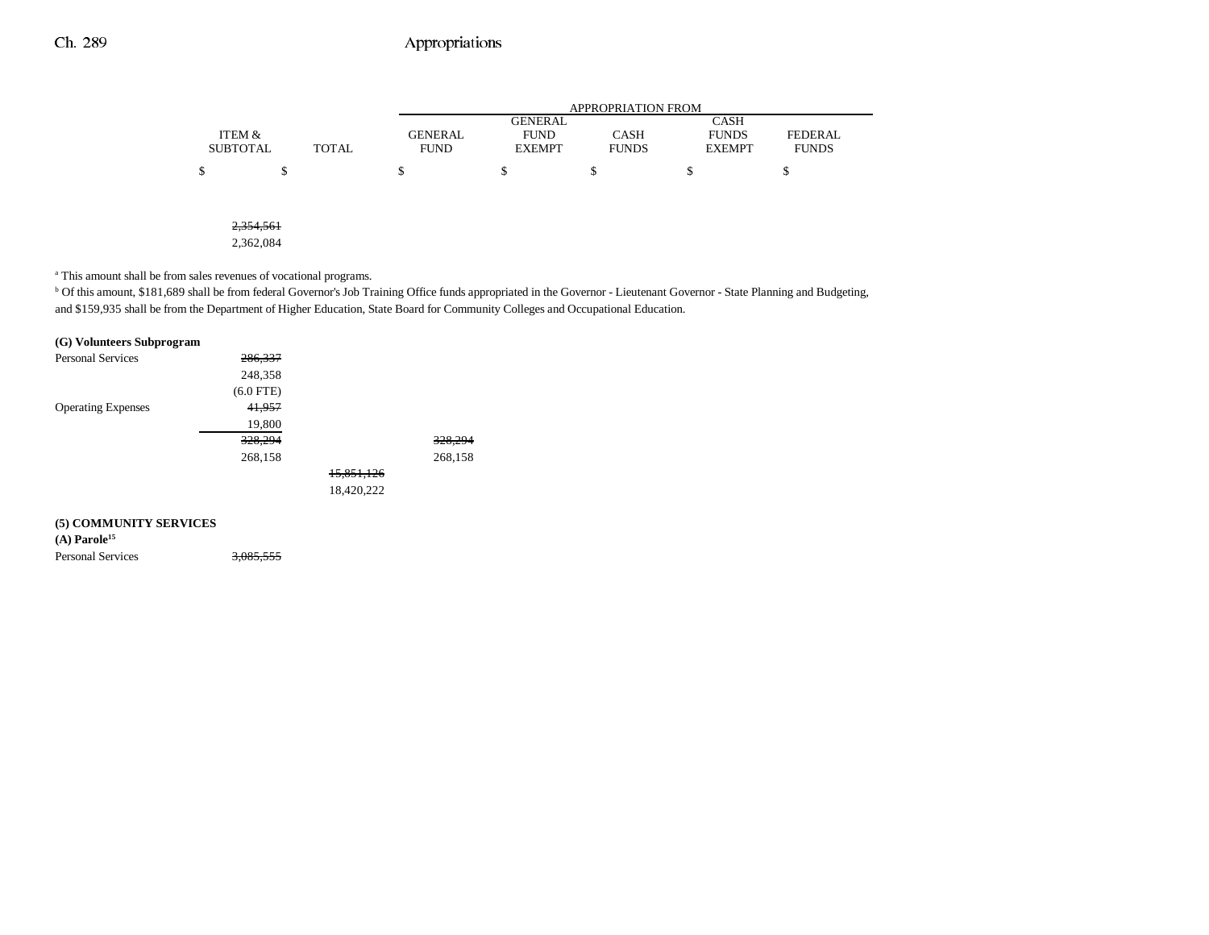| | ITEM & SUBTOTAL | TOTAL | APPROPRIATION FROM | | | | |
|---|---|---|---|---|---|---|---|
| | | | GENERAL FUND | GENERAL FUND EXEMPT | CASH FUNDS | CASH FUNDS EXEMPT | FEDERAL FUNDS |
| | $ | $ | $ | $ | $ | $ | $ |
| | ~~2,354,561~~ | | | | | | |
| | 2,362,084 | | | | | | |

[a] This amount shall be from sales revenues of vocational programs.
[b] Of this amount, $181,689 shall be from federal Governor's Job Training Office funds appropriated in the Governor - Lieutenant Governor - State Planning and Budgeting, and $159,935 shall be from the Department of Higher Education, State Board for Community Colleges and Occupational Education.

| | ITEM & SUBTOTAL | TOTAL | GENERAL FUND | GENERAL FUND EXEMPT | CASH FUNDS | CASH FUNDS EXEMPT | FEDERAL FUNDS |
|---|---|---|---|---|---|---|---|
| **(G) Volunteers Subprogram** | | | | | | | |
| Personal Services | ~~286,337~~ | | | | | | |
| | 248,358 | | | | | | |
| | (6.0 FTE) | | | | | | |
| Operating Expenses | ~~41,957~~ | | | | | | |
| | 19,800 | | | | | | |
| | ~~328,294~~ | | ~~328,294~~ | | | | |
| | 268,158 | | 268,158 | | | | |
| | | ~~15,851,126~~ | | | | | |
| | | 18,420,222 | | | | | |
| **(5) COMMUNITY SERVICES** | | | | | | | |
| **(A) Parole[15]** | | | | | | | |
| Personal Services | ~~3,085,555~~ | | | | | | |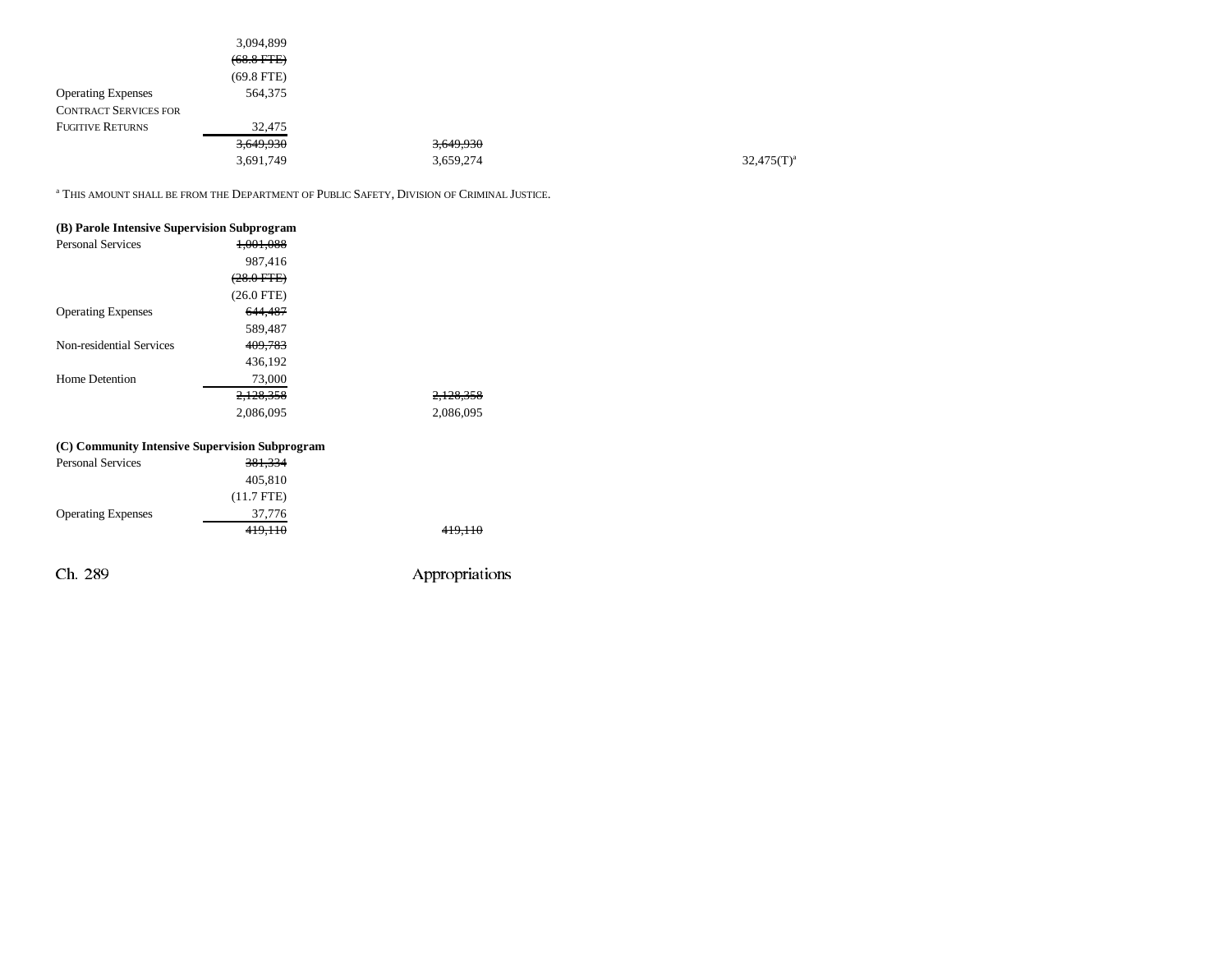| | | | | | |
|---|---|---|---|---|---|
| | 3,094,899 | | | | |
| | ~~(68.8 FTE)~~ | | | | |
| | (69.8 FTE) | | | | |
| Operating Expenses | 564,375 | | | | |
| CONTRACT SERVICES FOR FUGITIVE RETURNS | 32,475 | | | | |
| | ~~3,649,930~~ | ~~3,649,930~~ | | | |
| | 3,691,749 | 3,659,274 | | | 32,475(T)[a] |

[a] THIS AMOUNT SHALL BE FROM THE DEPARTMENT OF PUBLIC SAFETY, DIVISION OF CRIMINAL JUSTICE.

**(B) Parole Intensive Supervision Subprogram**

| | | |
|---|---|---|
| Personal Services | ~~1,001,088~~ | |
| | 987,416 | |
| | ~~(28.0 FTE)~~ | |
| | (26.0 FTE) | |
| Operating Expenses | ~~644,487~~ | |
| | 589,487 | |
| Non-residential Services | ~~409,783~~ | |
| | 436,192 | |
| Home Detention | 73,000 | |
| | ~~2,128,358~~ | ~~2,128,358~~ |
| | 2,086,095 | 2,086,095 |

**(C) Community Intensive Supervision Subprogram**

| | | |
|---|---|---|
| Personal Services | ~~381,334~~ | |
| | 405,810 | |
| | (11.7 FTE) | |
| Operating Expenses | 37,776 | |
| | ~~419,110~~ | ~~419,110~~ |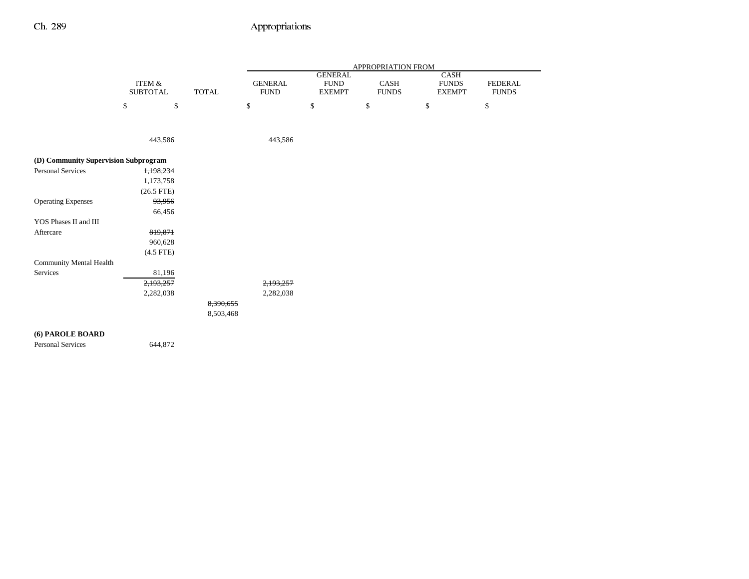| | ITEM & SUBTOTAL | TOTAL | GENERAL FUND | GENERAL FUND EXEMPT | CASH FUNDS | CASH FUNDS EXEMPT | FEDERAL FUNDS |
|---|---|---|---|---|---|---|---|
| | $ | $ | $ | $ | $ | $ | $ |
| | 443,586 | | 443,586 | | | | |
| **(D) Community Supervision Subprogram** | | | | | | | |
| Personal Services | ~~1,198,234~~ 1,173,758 (26.5 FTE) | | | | | | |
| Operating Expenses | ~~93,956~~ 66,456 | | | | | | |
| YOS Phases II and III Aftercare | ~~819,871~~ 960,628 (4.5 FTE) | | | | | | |
| Community Mental Health Services | 81,196 | | | | | | |
| | ~~2,193,257~~ 2,282,038 | | ~~2,193,257~~ 2,282,038 | | | | |
| | | ~~8,390,655~~ 8,503,468 | | | | | |
| **(6) PAROLE BOARD** | | | | | | | |
| Personal Services | 644,872 | | | | | | |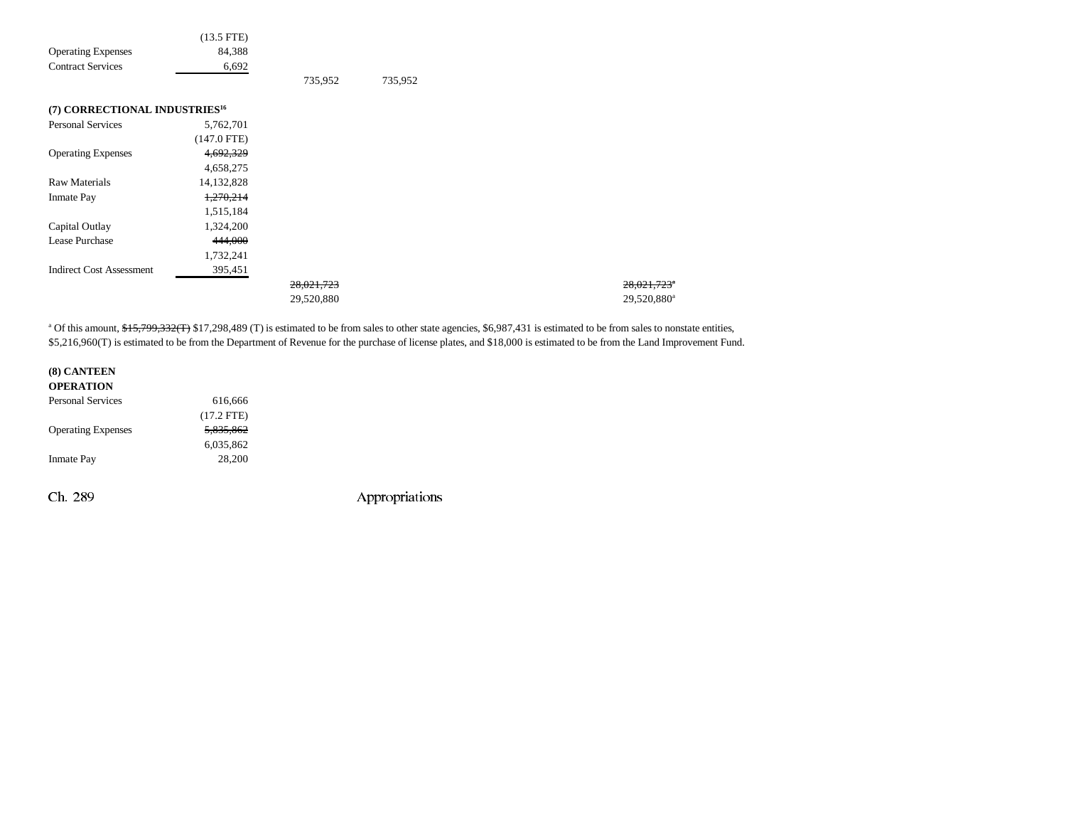| | | | | |
|---|---|---|---|---|
| | (13.5 FTE) | | | |
| Operating Expenses | 84,388 | | | |
| Contract Services | 6,692 | | | |
| | | 735,952 | 735,952 | |

**(7) CORRECTIONAL INDUSTRIES[16]**

| | | | | |
|---|---|---|---|---|
| Personal Services | 5,762,701 | | | |
| | (147.0 FTE) | | | |
| Operating Expenses | ~~4,692,329~~ | | | |
| | 4,658,275 | | | |
| Raw Materials | 14,132,828 | | | |
| Inmate Pay | ~~1,270,214~~ | | | |
| | 1,515,184 | | | |
| Capital Outlay | 1,324,200 | | | |
| Lease Purchase | ~~444,000~~ | | | |
| | 1,732,241 | | | |
| Indirect Cost Assessment | 395,451 | | | |
| | | ~~28,021,723~~ | | ~~28,021,723~~[a] |
| | | 29,520,880 | | 29,520,880[a] |

[a] Of this amount, ~~$15,799,332(T)~~ $17,298,489 (T) is estimated to be from sales to other state agencies, $6,987,431 is estimated to be from sales to nonstate entities, $5,216,960(T) is estimated to be from the Department of Revenue for the purchase of license plates, and $18,000 is estimated to be from the Land Improvement Fund.

**(8) CANTEEN OPERATION**

| | |
|---|---|
| Personal Services | 616,666 |
| | (17.2 FTE) |
| Operating Expenses | ~~5,835,862~~ |
| | 6,035,862 |
| Inmate Pay | 28,200 |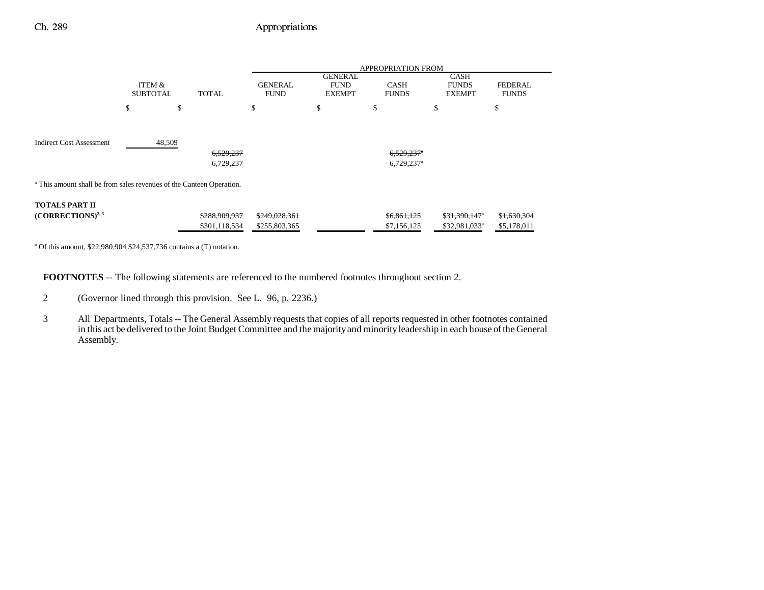| | ITEM & SUBTOTAL | TOTAL | GENERAL FUND | GENERAL FUND EXEMPT | CASH FUNDS | CASH FUNDS EXEMPT | FEDERAL FUNDS |
|---|---|---|---|---|---|---|---|
| | | | APPROPRIATION FROM | | | | |
| | $ | $ | $ | $ | $ | $ | $ |
| Indirect Cost Assessment | 48,509 | | | | | | |
| | | ~~6,529,237~~ | | | ~~6,529,237~~[a] | | |
| | | 6,729,237 | | | 6,729,237[a] | | |

[a] This amount shall be from sales revenues of the Canteen Operation.

| | ITEM & SUBTOTAL | TOTAL | GENERAL FUND | GENERAL FUND EXEMPT | CASH FUNDS | CASH FUNDS EXEMPT | FEDERAL FUNDS |
|---|---|---|---|---|---|---|---|
| **TOTALS PART II (CORRECTIONS)**[2, 3] | | ~~$288,909,937~~ | ~~$249,028,361~~ | | ~~$6,861,125~~ | ~~$31,390,147~~[a] | ~~$1,630,304~~ |
| | | $301,118,534 | $255,803,365 | | $7,156,125 | $32,981,033[a] | $5,178,011 |

[a] Of this amount, ~~$22,980,904~~ $24,537,736 contains a (T) notation.

**FOOTNOTES** -- The following statements are referenced to the numbered footnotes throughout section 2.

2 (Governor lined through this provision. See L. 96, p. 2236.)

3 All Departments, Totals -- The General Assembly requests that copies of all reports requested in other footnotes contained in this act be delivered to the Joint Budget Committee and the majority and minority leadership in each house of the General Assembly.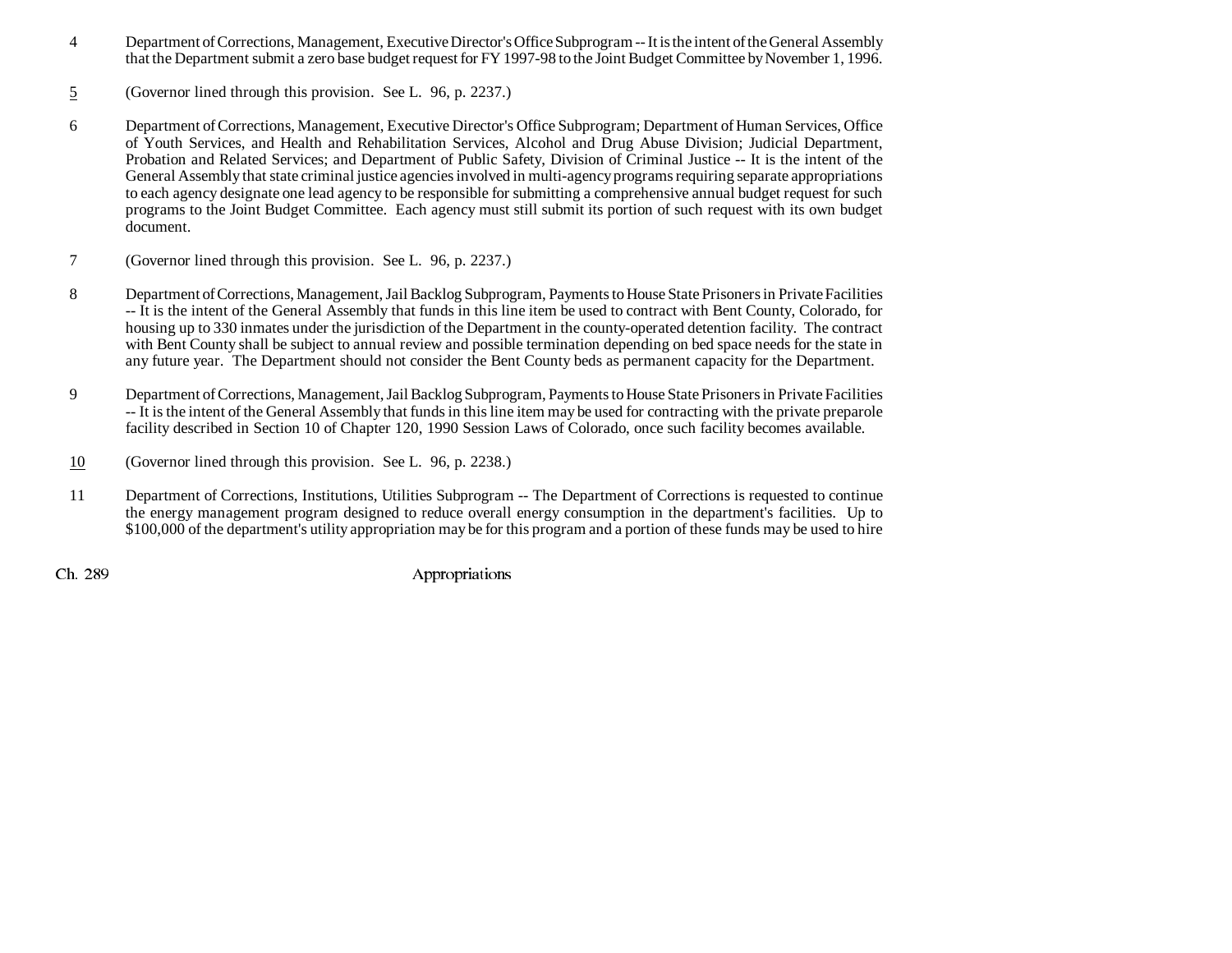4 Department of Corrections, Management, Executive Director's Office Subprogram -- It is the intent of the General Assembly that the Department submit a zero base budget request for FY 1997-98 to the Joint Budget Committee by November 1, 1996.

5 (Governor lined through this provision. See L. 96, p. 2237.)

6 Department of Corrections, Management, Executive Director's Office Subprogram; Department of Human Services, Office of Youth Services, and Health and Rehabilitation Services, Alcohol and Drug Abuse Division; Judicial Department, Probation and Related Services; and Department of Public Safety, Division of Criminal Justice -- It is the intent of the General Assembly that state criminal justice agencies involved in multi-agency programs requiring separate appropriations to each agency designate one lead agency to be responsible for submitting a comprehensive annual budget request for such programs to the Joint Budget Committee. Each agency must still submit its portion of such request with its own budget document.

7 (Governor lined through this provision. See L. 96, p. 2237.)

8 Department of Corrections, Management, Jail Backlog Subprogram, Payments to House State Prisoners in Private Facilities -- It is the intent of the General Assembly that funds in this line item be used to contract with Bent County, Colorado, for housing up to 330 inmates under the jurisdiction of the Department in the county-operated detention facility. The contract with Bent County shall be subject to annual review and possible termination depending on bed space needs for the state in any future year. The Department should not consider the Bent County beds as permanent capacity for the Department.

9 Department of Corrections, Management, Jail Backlog Subprogram, Payments to House State Prisoners in Private Facilities -- It is the intent of the General Assembly that funds in this line item may be used for contracting with the private preparole facility described in Section 10 of Chapter 120, 1990 Session Laws of Colorado, once such facility becomes available.

10 (Governor lined through this provision. See L. 96, p. 2238.)

11 Department of Corrections, Institutions, Utilities Subprogram -- The Department of Corrections is requested to continue the energy management program designed to reduce overall energy consumption in the department's facilities. Up to $100,000 of the department's utility appropriation may be for this program and a portion of these funds may be used to hire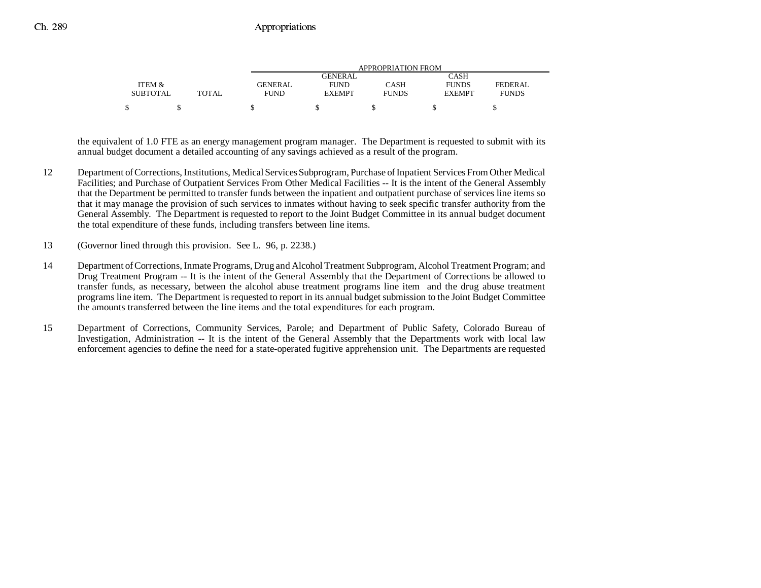| ITEM & SUBTOTAL | TOTAL | GENERAL FUND | GENERAL FUND EXEMPT | CASH FUNDS | CASH FUNDS EXEMPT | FEDERAL FUNDS |
|---|---|---|---|---|---|---|
| | | APPROPRIATION FROM | | | | |
| $ | $ | $ | $ | $ | $ | $ |

the equivalent of 1.0 FTE as an energy management program manager. The Department is requested to submit with its annual budget document a detailed accounting of any savings achieved as a result of the program.

12 Department of Corrections, Institutions, Medical Services Subprogram, Purchase of Inpatient Services From Other Medical Facilities; and Purchase of Outpatient Services From Other Medical Facilities -- It is the intent of the General Assembly that the Department be permitted to transfer funds between the inpatient and outpatient purchase of services line items so that it may manage the provision of such services to inmates without having to seek specific transfer authority from the General Assembly. The Department is requested to report to the Joint Budget Committee in its annual budget document the total expenditure of these funds, including transfers between line items.

13 (Governor lined through this provision. See L. 96, p. 2238.)

14 Department of Corrections, Inmate Programs, Drug and Alcohol Treatment Subprogram, Alcohol Treatment Program; and Drug Treatment Program -- It is the intent of the General Assembly that the Department of Corrections be allowed to transfer funds, as necessary, between the alcohol abuse treatment programs line item and the drug abuse treatment programs line item. The Department is requested to report in its annual budget submission to the Joint Budget Committee the amounts transferred between the line items and the total expenditures for each program.

15 Department of Corrections, Community Services, Parole; and Department of Public Safety, Colorado Bureau of Investigation, Administration -- It is the intent of the General Assembly that the Departments work with local law enforcement agencies to define the need for a state-operated fugitive apprehension unit. The Departments are requested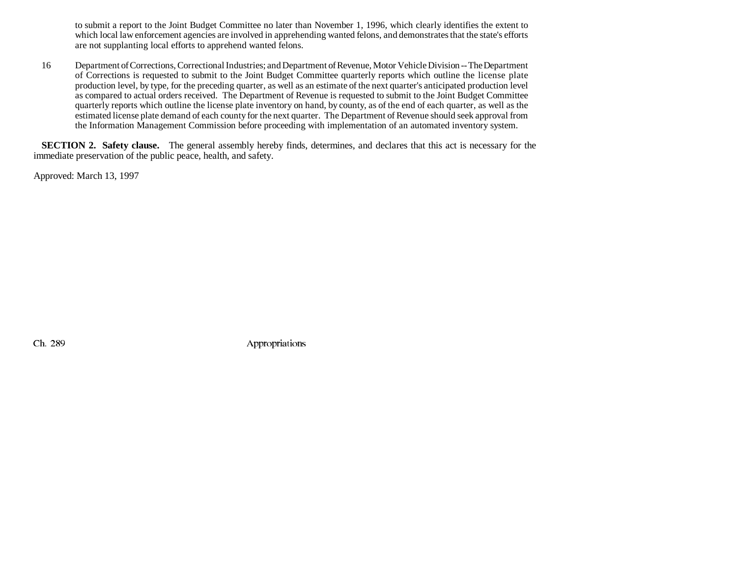to submit a report to the Joint Budget Committee no later than November 1, 1996, which clearly identifies the extent to which local law enforcement agencies are involved in apprehending wanted felons, and demonstrates that the state's efforts are not supplanting local efforts to apprehend wanted felons.

16 Department of Corrections, Correctional Industries; and Department of Revenue, Motor Vehicle Division -- The Department of Corrections is requested to submit to the Joint Budget Committee quarterly reports which outline the license plate production level, by type, for the preceding quarter, as well as an estimate of the next quarter's anticipated production level as compared to actual orders received. The Department of Revenue is requested to submit to the Joint Budget Committee quarterly reports which outline the license plate inventory on hand, by county, as of the end of each quarter, as well as the estimated license plate demand of each county for the next quarter. The Department of Revenue should seek approval from the Information Management Commission before proceeding with implementation of an automated inventory system.

**SECTION 2. Safety clause.** The general assembly hereby finds, determines, and declares that this act is necessary for the immediate preservation of the public peace, health, and safety.

Approved: March 13, 1997